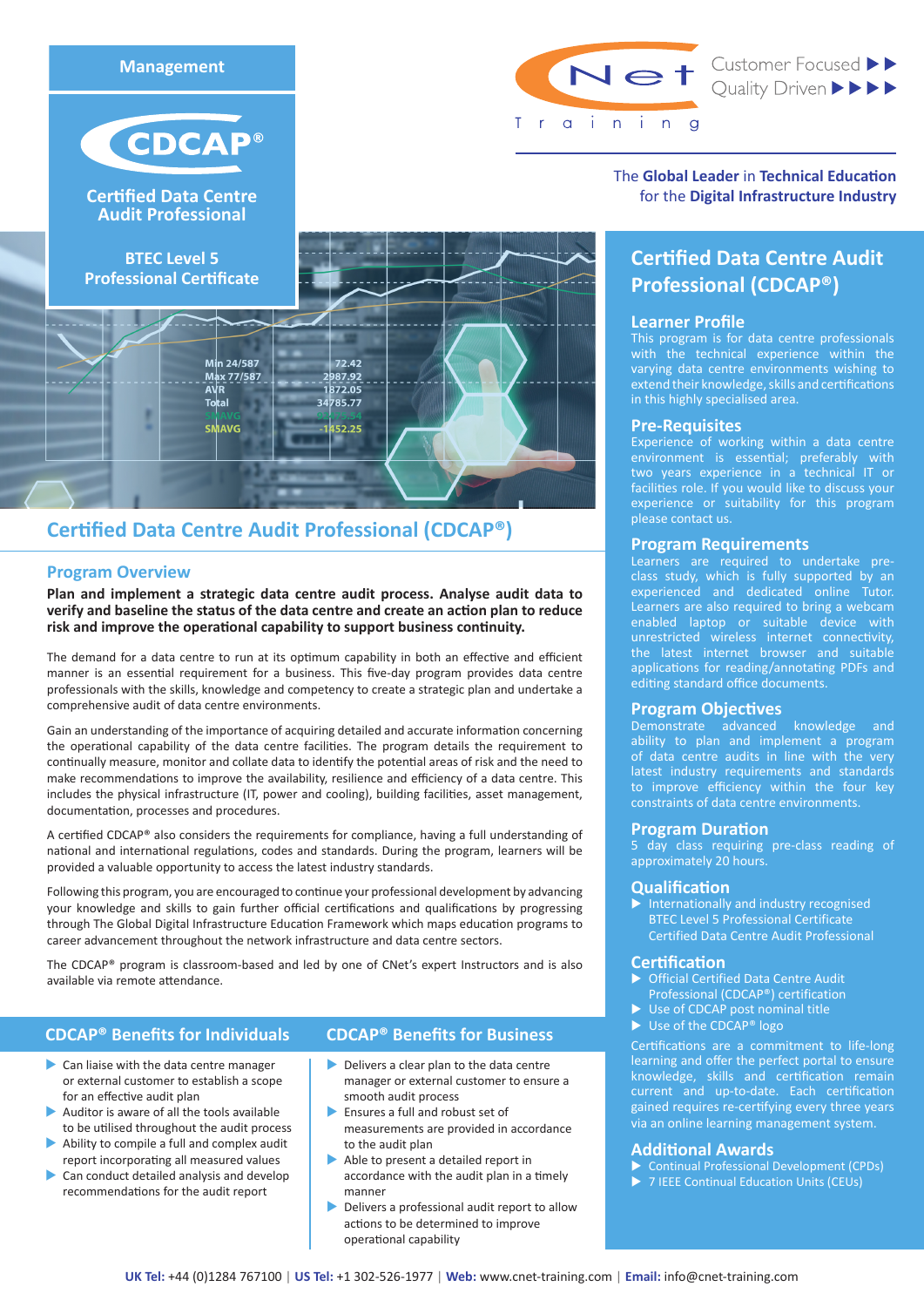Management

# CDCAP®

Certified Data Centre Audit Professional

BTEC Level 5 Professional Certificate

CNet Training

Customer Focused ▶▶
Quality Driven ▶▶▶▶

The **Global Leader** in **Technical Education** for the **Digital Infrastructure Industry**

## Certified Data Centre Audit Professional (CDCAP®)

### Program Overview

**Plan and implement a strategic data centre audit process. Analyse audit data to verify and baseline the status of the data centre and create an action plan to reduce risk and improve the operational capability to support business continuity.**

The demand for a data centre to run at its optimum capability in both an effective and efficient manner is an essential requirement for a business. This five-day program provides data centre professionals with the skills, knowledge and competency to create a strategic plan and undertake a comprehensive audit of data centre environments.

Gain an understanding of the importance of acquiring detailed and accurate information concerning the operational capability of the data centre facilities. The program details the requirement to continually measure, monitor and collate data to identify the potential areas of risk and the need to make recommendations to improve the availability, resilience and efficiency of a data centre. This includes the physical infrastructure (IT, power and cooling), building facilities, asset management, documentation, processes and procedures.

A certified CDCAP® also considers the requirements for compliance, having a full understanding of national and international regulations, codes and standards. During the program, learners will be provided a valuable opportunity to access the latest industry standards.

Following this program, you are encouraged to continue your professional development by advancing your knowledge and skills to gain further official certifications and qualifications by progressing through The Global Digital Infrastructure Education Framework which maps education programs to career advancement throughout the network infrastructure and data centre sectors.

The CDCAP® program is classroom-based and led by one of CNet's expert Instructors and is also available via remote attendance.

### CDCAP® Benefits for Individuals

- Can liaise with the data centre manager or external customer to establish a scope for an effective audit plan
- Auditor is aware of all the tools available to be utilised throughout the audit process
- Ability to compile a full and complex audit report incorporating all measured values
- Can conduct detailed analysis and develop recommendations for the audit report

### CDCAP® Benefits for Business

- Delivers a clear plan to the data centre manager or external customer to ensure a smooth audit process
- Ensures a full and robust set of measurements are provided in accordance to the audit plan
- Able to present a detailed report in accordance with the audit plan in a timely manner
- Delivers a professional audit report to allow actions to be determined to improve operational capability

## Certified Data Centre Audit Professional (CDCAP®)

### Learner Profile

This program is for data centre professionals with the technical experience within the varying data centre environments wishing to extend their knowledge, skills and certifications in this highly specialised area.

### Pre-Requisites

Experience of working within a data centre environment is essential; preferably with two years experience in a technical IT or facilities role. If you would like to discuss your experience or suitability for this program please contact us.

### Program Requirements

Learners are required to undertake pre-class study, which is fully supported by an experienced and dedicated online Tutor. Learners are also required to bring a webcam enabled laptop or suitable device with unrestricted wireless internet connectivity, the latest internet browser and suitable applications for reading/annotating PDFs and editing standard office documents.

### Program Objectives

Demonstrate advanced knowledge and ability to plan and implement a program of data centre audits in line with the very latest industry requirements and standards to improve efficiency within the four key constraints of data centre environments.

### Program Duration

5 day class requiring pre-class reading of approximately 20 hours.

### Qualification

- Internationally and industry recognised BTEC Level 5 Professional Certificate Certified Data Centre Audit Professional

### Certification

- Official Certified Data Centre Audit Professional (CDCAP®) certification
- Use of CDCAP post nominal title
- Use of the CDCAP® logo

Certifications are a commitment to life-long learning and offer the perfect portal to ensure knowledge, skills and certification remain current and up-to-date. Each certification gained requires re-certifying every three years via an online learning management system.

### Additional Awards

- Continual Professional Development (CPDs)
- 7 IEEE Continual Education Units (CEUs)

**UK Tel:** +44 (0)1284 767100 | **US Tel:** +1 302-526-1977 | **Web:** www.cnet-training.com | **Email:** info@cnet-training.com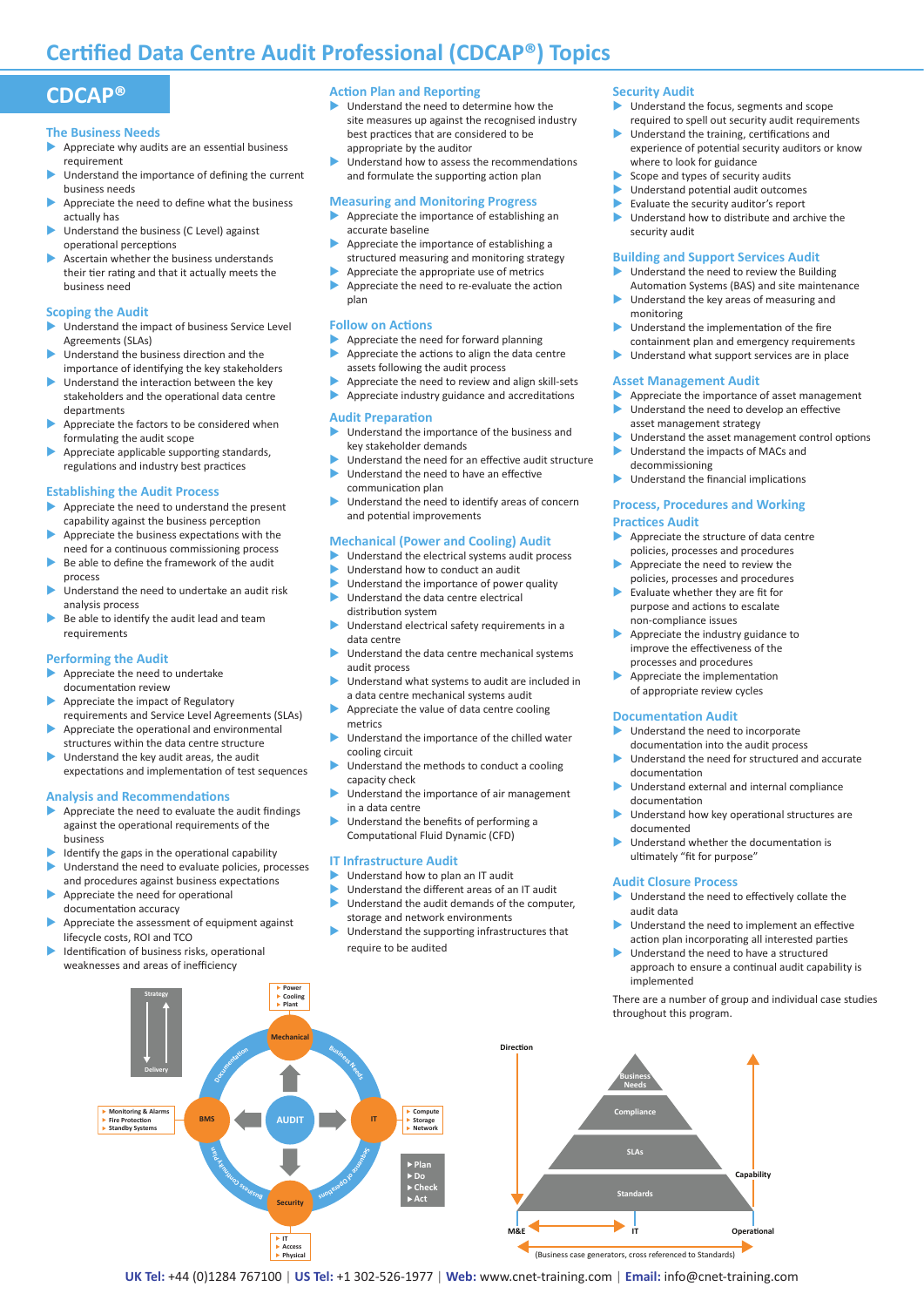# Certified Data Centre Audit Professional (CDCAP®) Topics

## CDCAP®

### The Business Needs

- Appreciate why audits are an essential business requirement
- Understand the importance of defining the current business needs
- Appreciate the need to define what the business actually has
- Understand the business (C Level) against operational perceptions
- Ascertain whether the business understands their tier rating and that it actually meets the business need

### Scoping the Audit

- Understand the impact of business Service Level Agreements (SLAs)
- Understand the business direction and the importance of identifying the key stakeholders
- Understand the interaction between the key stakeholders and the operational data centre departments
- Appreciate the factors to be considered when formulating the audit scope
- Appreciate applicable supporting standards, regulations and industry best practices

### Establishing the Audit Process

- Appreciate the need to understand the present capability against the business perception
- Appreciate the business expectations with the need for a continuous commissioning process
- Be able to define the framework of the audit process
- Understand the need to undertake an audit risk analysis process
- Be able to identify the audit lead and team requirements

### Performing the Audit

- Appreciate the need to undertake documentation review
- Appreciate the impact of Regulatory requirements and Service Level Agreements (SLAs)
- Appreciate the operational and environmental structures within the data centre structure
- Understand the key audit areas, the audit expectations and implementation of test sequences

### Analysis and Recommendations

- Appreciate the need to evaluate the audit findings against the operational requirements of the business
- Identify the gaps in the operational capability
- Understand the need to evaluate policies, processes and procedures against business expectations
- Appreciate the need for operational documentation accuracy
- Appreciate the assessment of equipment against lifecycle costs, ROI and TCO
- Identification of business risks, operational weaknesses and areas of inefficiency

### Action Plan and Reporting

- Understand the need to determine how the site measures up against the recognised industry best practices that are considered to be appropriate by the auditor
- Understand how to assess the recommendations and formulate the supporting action plan

### Measuring and Monitoring Progress

- Appreciate the importance of establishing an accurate baseline
- Appreciate the importance of establishing a structured measuring and monitoring strategy
- Appreciate the appropriate use of metrics
- Appreciate the need to re-evaluate the action plan

### Follow on Actions

- Appreciate the need for forward planning
- Appreciate the actions to align the data centre assets following the audit process
- Appreciate the need to review and align skill-sets
- Appreciate industry guidance and accreditations

### Audit Preparation

- Understand the importance of the business and key stakeholder demands
- Understand the need for an effective audit structure
- Understand the need to have an effective communication plan
- Understand the need to identify areas of concern and potential improvements

### Mechanical (Power and Cooling) Audit

- Understand the electrical systems audit process
- Understand how to conduct an audit
- Understand the importance of power quality
- Understand the data centre electrical distribution system
- Understand electrical safety requirements in a data centre
- Understand the data centre mechanical systems audit process
- Understand what systems to audit are included in a data centre mechanical systems audit
- Appreciate the value of data centre cooling metrics
- Understand the importance of the chilled water cooling circuit
- Understand the methods to conduct a cooling capacity check
- Understand the importance of air management in a data centre
- Understand the benefits of performing a Computational Fluid Dynamic (CFD)

### IT Infrastructure Audit

- Understand how to plan an IT audit
- Understand the different areas of an IT audit
- Understand the audit demands of the computer, storage and network environments
- Understand the supporting infrastructures that require to be audited

### Security Audit

- Understand the focus, segments and scope required to spell out security audit requirements
- Understand the training, certifications and experience of potential security auditors or know where to look for guidance
- Scope and types of security audits
- Understand potential audit outcomes
- Evaluate the security auditor's report
- Understand how to distribute and archive the security audit

### Building and Support Services Audit

- Understand the need to review the Building Automation Systems (BAS) and site maintenance
- Understand the key areas of measuring and monitoring
- Understand the implementation of the fire containment plan and emergency requirements
- Understand what support services are in place

### Asset Management Audit

- Appreciate the importance of asset management
- Understand the need to develop an effective asset management strategy
- Understand the asset management control options
- Understand the impacts of MACs and decommissioning
- Understand the financial implications

### Process, Procedures and Working Practices Audit

- Appreciate the structure of data centre policies, processes and procedures
- Appreciate the need to review the policies, processes and procedures
- Evaluate whether they are fit for purpose and actions to escalate non-compliance issues
- Appreciate the industry guidance to improve the effectiveness of the processes and procedures
- Appreciate the implementation of appropriate review cycles

### Documentation Audit

- Understand the need to incorporate documentation into the audit process
- Understand the need for structured and accurate documentation
- Understand external and internal compliance documentation
- Understand how key operational structures are documented
- Understand whether the documentation is ultimately "fit for purpose"

### Audit Closure Process

- Understand the need to effectively collate the audit data
- Understand the need to implement an effective action plan incorporating all interested parties
- Understand the need to have a structured approach to ensure a continual audit capability is implemented

There are a number of group and individual case studies throughout this program.

Strategy
Delivery
Power
Cooling
Plant
Mechanical
Documentation
Business Needs
Monitoring & Alarms
Fire Protection
Standby Systems
BMS
AUDIT
IT
Compute
Storage
Network
Business Continuity Plan
Sequence of Operations
Security
Plan
Do
Check
Act
IT
Access
Physical

Direction
Business Needs
Compliance
SLAs
Standards
Capability
M&E
IT
Operational
(Business case generators, cross referenced to Standards)

**UK Tel:** +44 (0)1284 767100 | **US Tel:** +1 302-526-1977 | **Web:** www.cnet-training.com | **Email:** info@cnet-training.com